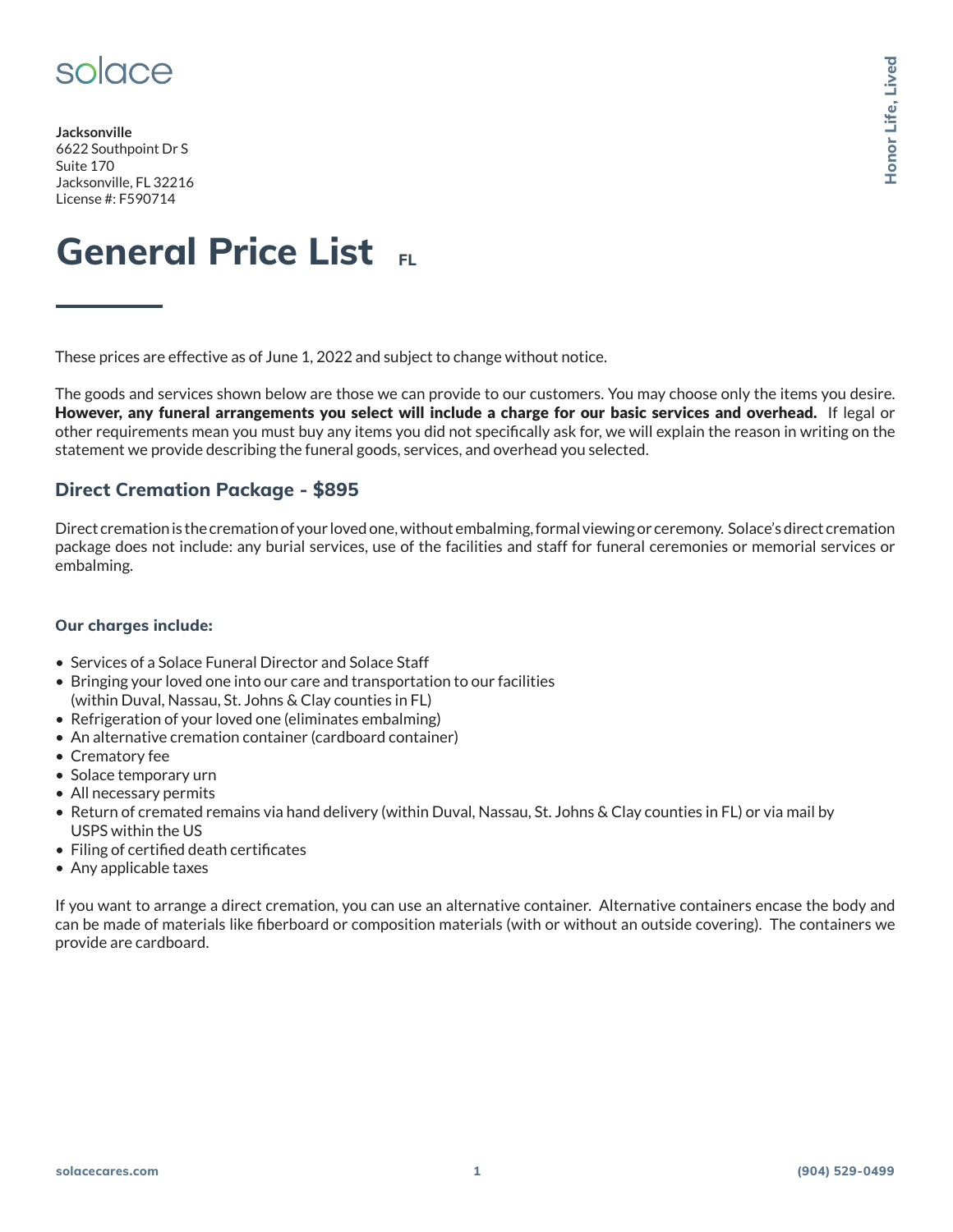solace

**Jacksonville**
6622 Southpoint Dr S
Suite 170
Jacksonville, FL 32216
License #: F590714

Honor Life, Lived

# General Price List FL

These prices are effective as of June 1, 2022 and subject to change without notice.

The goods and services shown below are those we can provide to our customers. You may choose only the items you desire. **However, any funeral arrangements you select will include a charge for our basic services and overhead.** If legal or other requirements mean you must buy any items you did not specifically ask for, we will explain the reason in writing on the statement we provide describing the funeral goods, services, and overhead you selected.

## Direct Cremation Package - $895

Direct cremation is the cremation of your loved one, without embalming, formal viewing or ceremony. Solace's direct cremation package does not include: any burial services, use of the facilities and staff for funeral ceremonies or memorial services or embalming.

### Our charges include:

- Services of a Solace Funeral Director and Solace Staff
- Bringing your loved one into our care and transportation to our facilities (within Duval, Nassau, St. Johns & Clay counties in FL)
- Refrigeration of your loved one (eliminates embalming)
- An alternative cremation container (cardboard container)
- Crematory fee
- Solace temporary urn
- All necessary permits
- Return of cremated remains via hand delivery (within Duval, Nassau, St. Johns & Clay counties in FL) or via mail by USPS within the US
- Filing of certified death certificates
- Any applicable taxes

If you want to arrange a direct cremation, you can use an alternative container. Alternative containers encase the body and can be made of materials like fiberboard or composition materials (with or without an outside covering). The containers we provide are cardboard.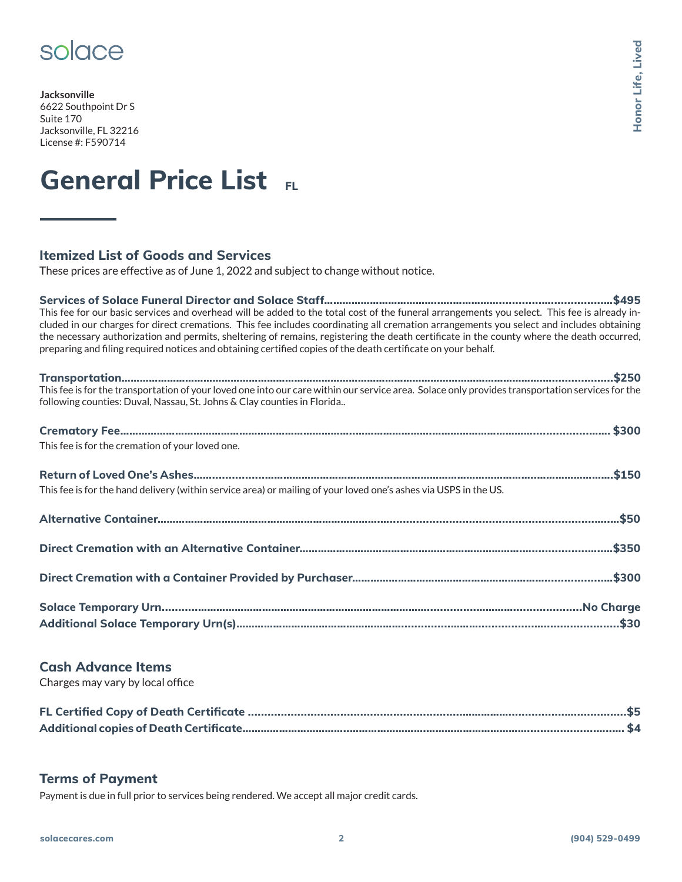solace

**Jacksonville**
6622 Southpoint Dr S
Suite 170
Jacksonville, FL 32216
License #: F590714

Honor Life, Lived

# General Price List FL

## Itemized List of Goods and Services

These prices are effective as of June 1, 2022 and subject to change without notice.

**Services of Solace Funeral Director and Solace Staff....................................$495**
This fee for our basic services and overhead will be added to the total cost of the funeral arrangements you select. This fee is already included in our charges for direct cremations. This fee includes coordinating all cremation arrangements you select and includes obtaining the necessary authorization and permits, sheltering of remains, registering the death certificate in the county where the death occurred, preparing and filing required notices and obtaining certified copies of the death certificate on your behalf.

**Transportation....................................$250**
This fee is for the transportation of your loved one into our care within our service area. Solace only provides transportation services for the following counties: Duval, Nassau, St. Johns & Clay counties in Florida..

**Crematory Fee....................................$300**
This fee is for the cremation of your loved one.

**Return of Loved One's Ashes....................................$150**
This fee is for the hand delivery (within service area) or mailing of your loved one's ashes via USPS in the US.

**Alternative Container....................................$50**

**Direct Cremation with an Alternative Container....................................$350**

**Direct Cremation with a Container Provided by Purchaser....................................$300**

**Solace Temporary Urn....................................No Charge**
**Additional Solace Temporary Urn(s)....................................$30**

## Cash Advance Items

Charges may vary by local office

**FL Certified Copy of Death Certificate....................................$5**
**Additional copies of Death Certificate....................................$4**

## Terms of Payment

Payment is due in full prior to services being rendered. We accept all major credit cards.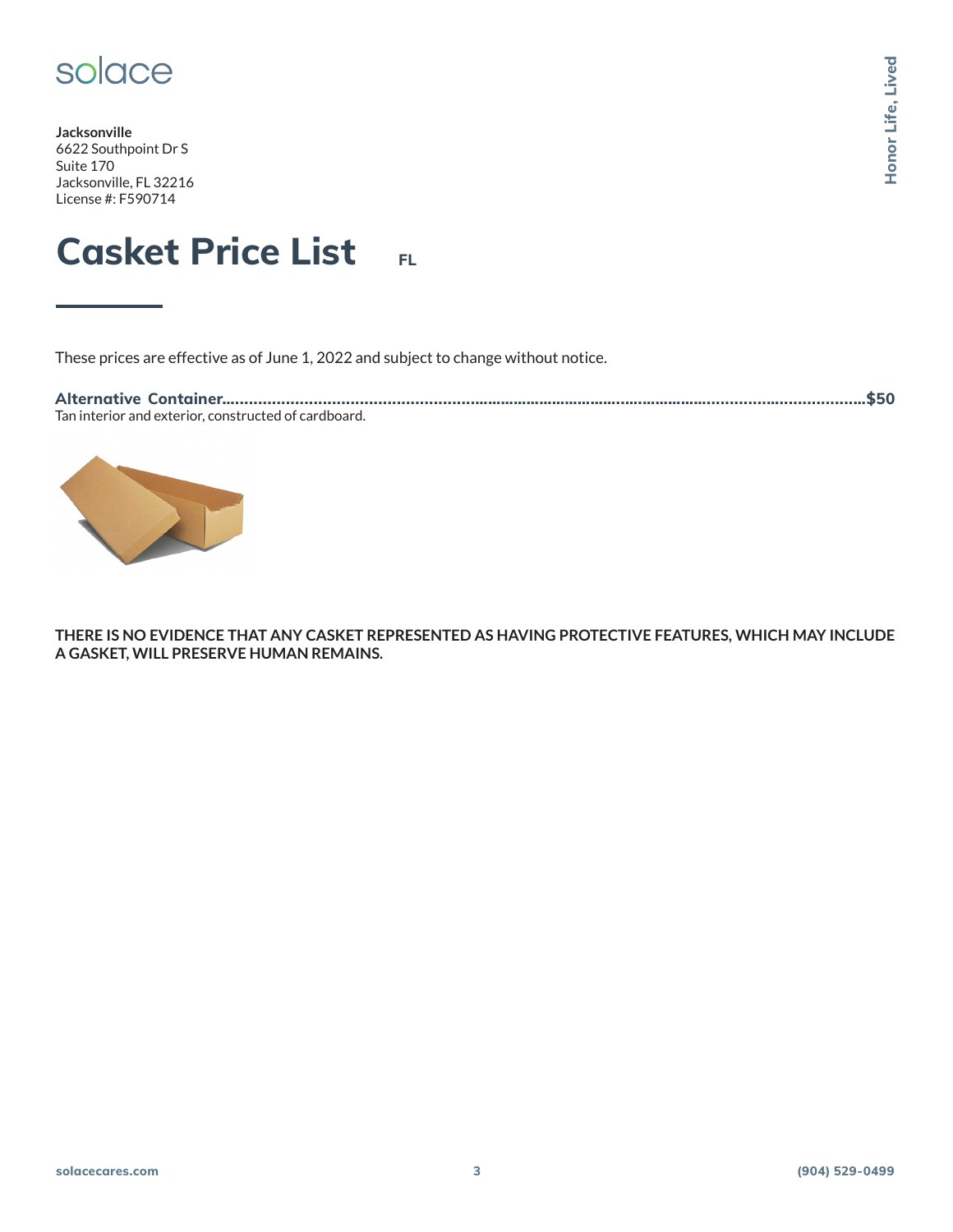solace

**Jacksonville**
6622 Southpoint Dr S
Suite 170
Jacksonville, FL 32216
License #: F590714

Honor Life, Lived

# Casket Price List FL

These prices are effective as of June 1, 2022 and subject to change without notice.

**Alternative Container..........................................................................................$50**
Tan interior and exterior, constructed of cardboard.

**THERE IS NO EVIDENCE THAT ANY CASKET REPRESENTED AS HAVING PROTECTIVE FEATURES, WHICH MAY INCLUDE A GASKET, WILL PRESERVE HUMAN REMAINS.**

solacecares.com

(904) 529-0499